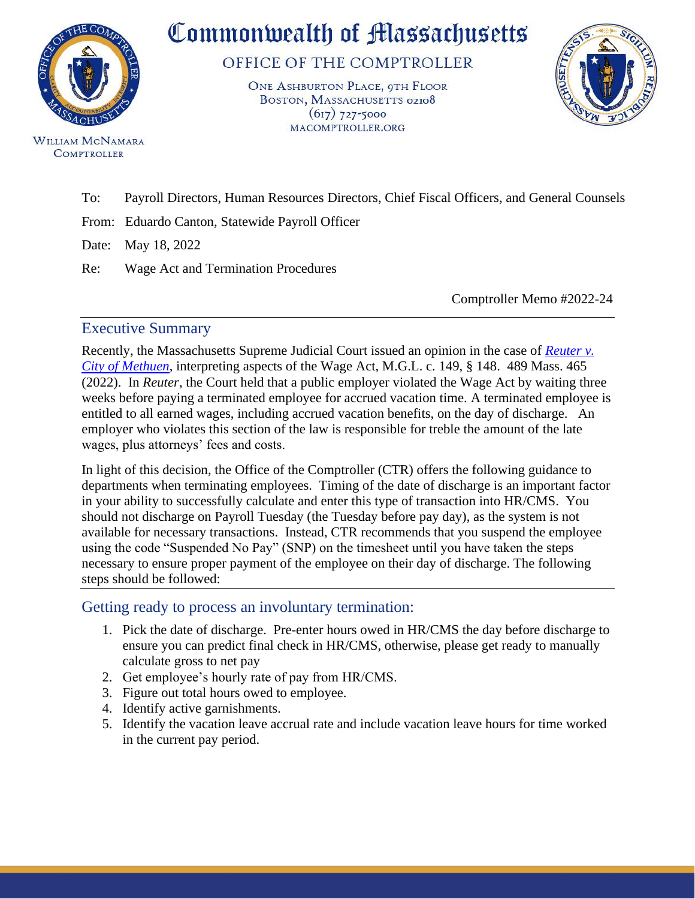# Commonwealth of Massachusetts

OFFICE OF THE COMPTROLLER

ONE ASHBURTON PLACE, 9TH FLOOR
BOSTON, MASSACHUSETTS 02108
(617) 727-5000
MACOMPTROLLER.ORG

WILLIAM MCNAMARA
COMPTROLLER

To: Payroll Directors, Human Resources Directors, Chief Fiscal Officers, and General Counsels

From: Eduardo Canton, Statewide Payroll Officer

Date: May 18, 2022

Re: Wage Act and Termination Procedures

Comptroller Memo #2022-24

## Executive Summary

Recently, the Massachusetts Supreme Judicial Court issued an opinion in the case of *Reuter v. City of Methuen*, interpreting aspects of the Wage Act, M.G.L. c. 149, § 148. 489 Mass. 465 (2022). In *Reuter*, the Court held that a public employer violated the Wage Act by waiting three weeks before paying a terminated employee for accrued vacation time. A terminated employee is entitled to all earned wages, including accrued vacation benefits, on the day of discharge. An employer who violates this section of the law is responsible for treble the amount of the late wages, plus attorneys' fees and costs.

In light of this decision, the Office of the Comptroller (CTR) offers the following guidance to departments when terminating employees. Timing of the date of discharge is an important factor in your ability to successfully calculate and enter this type of transaction into HR/CMS. You should not discharge on Payroll Tuesday (the Tuesday before pay day), as the system is not available for necessary transactions. Instead, CTR recommends that you suspend the employee using the code "Suspended No Pay" (SNP) on the timesheet until you have taken the steps necessary to ensure proper payment of the employee on their day of discharge. The following steps should be followed:

## Getting ready to process an involuntary termination:

1. Pick the date of discharge. Pre-enter hours owed in HR/CMS the day before discharge to ensure you can predict final check in HR/CMS, otherwise, please get ready to manually calculate gross to net pay
2. Get employee's hourly rate of pay from HR/CMS.
3. Figure out total hours owed to employee.
4. Identify active garnishments.
5. Identify the vacation leave accrual rate and include vacation leave hours for time worked in the current pay period.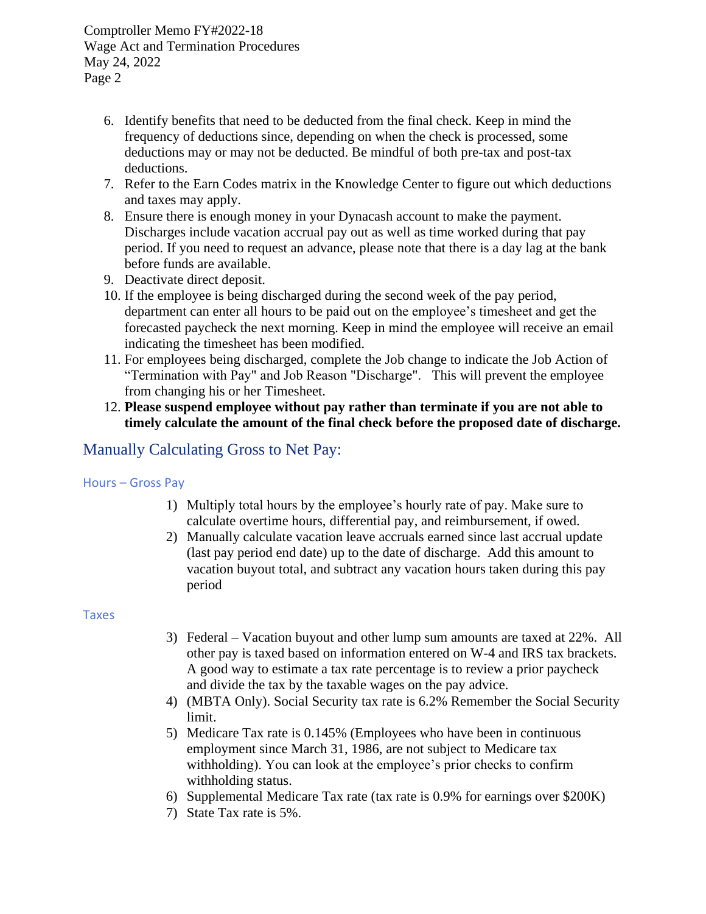6. Identify benefits that need to be deducted from the final check. Keep in mind the frequency of deductions since, depending on when the check is processed, some deductions may or may not be deducted. Be mindful of both pre-tax and post-tax deductions.
7. Refer to the Earn Codes matrix in the Knowledge Center to figure out which deductions and taxes may apply.
8. Ensure there is enough money in your Dynacash account to make the payment. Discharges include vacation accrual pay out as well as time worked during that pay period. If you need to request an advance, please note that there is a day lag at the bank before funds are available.
9. Deactivate direct deposit.
10. If the employee is being discharged during the second week of the pay period, department can enter all hours to be paid out on the employee's timesheet and get the forecasted paycheck the next morning. Keep in mind the employee will receive an email indicating the timesheet has been modified.
11. For employees being discharged, complete the Job change to indicate the Job Action of "Termination with Pay" and Job Reason "Discharge". This will prevent the employee from changing his or her Timesheet.
12. **Please suspend employee without pay rather than terminate if you are not able to timely calculate the amount of the final check before the proposed date of discharge.**

## Manually Calculating Gross to Net Pay:

### Hours – Gross Pay

1) Multiply total hours by the employee's hourly rate of pay. Make sure to calculate overtime hours, differential pay, and reimbursement, if owed.
2) Manually calculate vacation leave accruals earned since last accrual update (last pay period end date) up to the date of discharge. Add this amount to vacation buyout total, and subtract any vacation hours taken during this pay period

### Taxes

3) Federal – Vacation buyout and other lump sum amounts are taxed at 22%. All other pay is taxed based on information entered on W-4 and IRS tax brackets. A good way to estimate a tax rate percentage is to review a prior paycheck and divide the tax by the taxable wages on the pay advice.
4) (MBTA Only). Social Security tax rate is 6.2% Remember the Social Security limit.
5) Medicare Tax rate is 0.145% (Employees who have been in continuous employment since March 31, 1986, are not subject to Medicare tax withholding). You can look at the employee's prior checks to confirm withholding status.
6) Supplemental Medicare Tax rate (tax rate is 0.9% for earnings over $200K)
7) State Tax rate is 5%.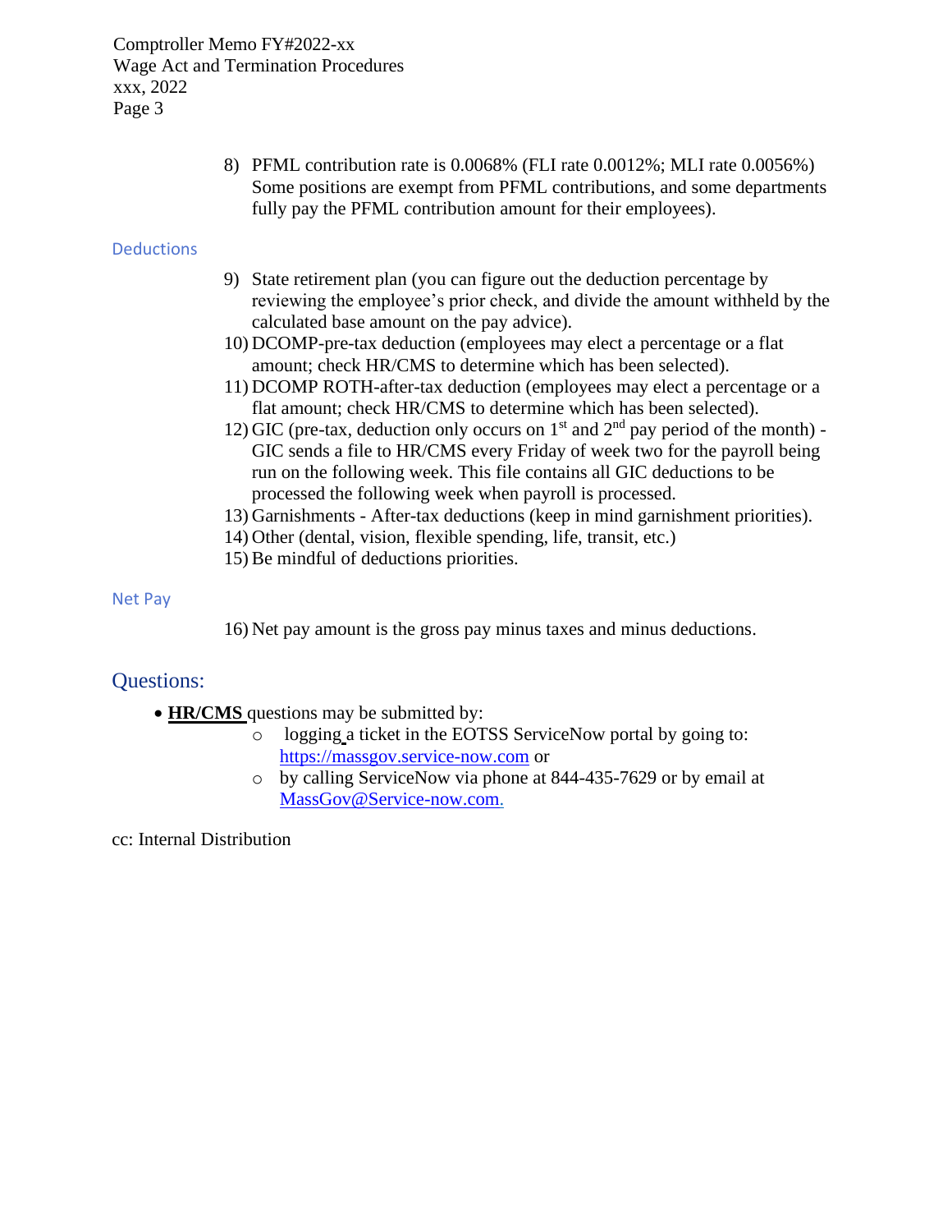8) PFML contribution rate is 0.0068% (FLI rate 0.0012%; MLI rate 0.0056%) Some positions are exempt from PFML contributions, and some departments fully pay the PFML contribution amount for their employees).

### Deductions

9) State retirement plan (you can figure out the deduction percentage by reviewing the employee's prior check, and divide the amount withheld by the calculated base amount on the pay advice).
10) DCOMP-pre-tax deduction (employees may elect a percentage or a flat amount; check HR/CMS to determine which has been selected).
11) DCOMP ROTH-after-tax deduction (employees may elect a percentage or a flat amount; check HR/CMS to determine which has been selected).
12) GIC (pre-tax, deduction only occurs on 1st and 2nd pay period of the month) - GIC sends a file to HR/CMS every Friday of week two for the payroll being run on the following week. This file contains all GIC deductions to be processed the following week when payroll is processed.
13) Garnishments - After-tax deductions (keep in mind garnishment priorities).
14) Other (dental, vision, flexible spending, life, transit, etc.)
15) Be mindful of deductions priorities.

### Net Pay

16) Net pay amount is the gross pay minus taxes and minus deductions.

## Questions:

- **HR/CMS** questions may be submitted by:
  - logging a ticket in the EOTSS ServiceNow portal by going to: https://massgov.service-now.com or
  - by calling ServiceNow via phone at 844-435-7629 or by email at MassGov@Service-now.com.

cc: Internal Distribution